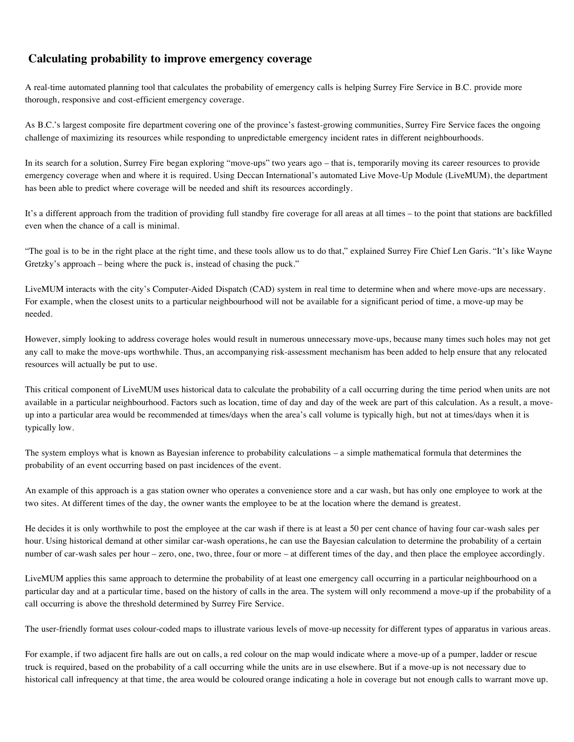## Calculating probability to improve emergency coverage

A real-time automated planning tool that calculates the probability of emergency calls is helping Surrey Fire Service in B.C. provide more thorough, responsive and cost-efficient emergency coverage.

As B.C.'s largest composite fire department covering one of the province's fastest-growing communities, Surrey Fire Service faces the ongoing challenge of maximizing its resources while responding to unpredictable emergency incident rates in different neighbourhoods.

In its search for a solution, Surrey Fire began exploring "move-ups" two years ago – that is, temporarily moving its career resources to provide emergency coverage when and where it is required. Using Deccan International's automated Live Move-Up Module (LiveMUM), the department has been able to predict where coverage will be needed and shift its resources accordingly.

It's a different approach from the tradition of providing full standby fire coverage for all areas at all times – to the point that stations are backfilled even when the chance of a call is minimal.

"The goal is to be in the right place at the right time, and these tools allow us to do that," explained Surrey Fire Chief Len Garis. "It's like Wayne Gretzky's approach – being where the puck is, instead of chasing the puck."

LiveMUM interacts with the city's Computer-Aided Dispatch (CAD) system in real time to determine when and where move-ups are necessary. For example, when the closest units to a particular neighbourhood will not be available for a significant period of time, a move-up may be needed.

However, simply looking to address coverage holes would result in numerous unnecessary move-ups, because many times such holes may not get any call to make the move-ups worthwhile. Thus, an accompanying risk-assessment mechanism has been added to help ensure that any relocated resources will actually be put to use.

This critical component of LiveMUM uses historical data to calculate the probability of a call occurring during the time period when units are not available in a particular neighbourhood. Factors such as location, time of day and day of the week are part of this calculation. As a result, a move-up into a particular area would be recommended at times/days when the area's call volume is typically high, but not at times/days when it is typically low.

The system employs what is known as Bayesian inference to probability calculations – a simple mathematical formula that determines the probability of an event occurring based on past incidences of the event.

An example of this approach is a gas station owner who operates a convenience store and a car wash, but has only one employee to work at the two sites. At different times of the day, the owner wants the employee to be at the location where the demand is greatest.

He decides it is only worthwhile to post the employee at the car wash if there is at least a 50 per cent chance of having four car-wash sales per hour. Using historical demand at other similar car-wash operations, he can use the Bayesian calculation to determine the probability of a certain number of car-wash sales per hour – zero, one, two, three, four or more – at different times of the day, and then place the employee accordingly.

LiveMUM applies this same approach to determine the probability of at least one emergency call occurring in a particular neighbourhood on a particular day and at a particular time, based on the history of calls in the area. The system will only recommend a move-up if the probability of a call occurring is above the threshold determined by Surrey Fire Service.

The user-friendly format uses colour-coded maps to illustrate various levels of move-up necessity for different types of apparatus in various areas.

For example, if two adjacent fire halls are out on calls, a red colour on the map would indicate where a move-up of a pumper, ladder or rescue truck is required, based on the probability of a call occurring while the units are in use elsewhere. But if a move-up is not necessary due to historical call infrequency at that time, the area would be coloured orange indicating a hole in coverage but not enough calls to warrant move up.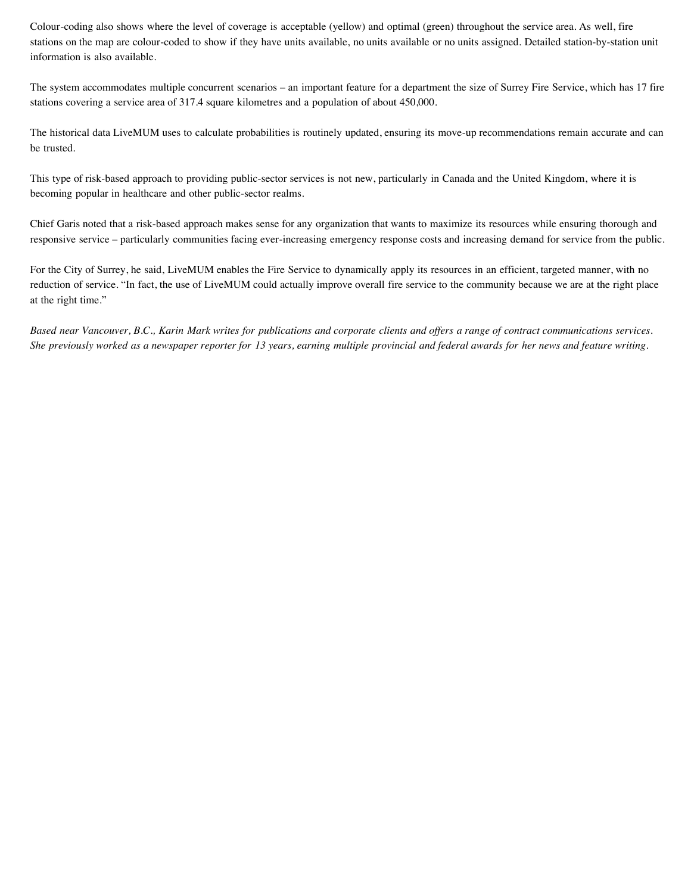Colour-coding also shows where the level of coverage is acceptable (yellow) and optimal (green) throughout the service area. As well, fire stations on the map are colour-coded to show if they have units available, no units available or no units assigned. Detailed station-by-station unit information is also available.

The system accommodates multiple concurrent scenarios – an important feature for a department the size of Surrey Fire Service, which has 17 fire stations covering a service area of 317.4 square kilometres and a population of about 450,000.

The historical data LiveMUM uses to calculate probabilities is routinely updated, ensuring its move-up recommendations remain accurate and can be trusted.

This type of risk-based approach to providing public-sector services is not new, particularly in Canada and the United Kingdom, where it is becoming popular in healthcare and other public-sector realms.

Chief Garis noted that a risk-based approach makes sense for any organization that wants to maximize its resources while ensuring thorough and responsive service – particularly communities facing ever-increasing emergency response costs and increasing demand for service from the public.

For the City of Surrey, he said, LiveMUM enables the Fire Service to dynamically apply its resources in an efficient, targeted manner, with no reduction of service. "In fact, the use of LiveMUM could actually improve overall fire service to the community because we are at the right place at the right time."

*Based near Vancouver, B.C., Karin Mark writes for publications and corporate clients and offers a range of contract communications services. She previously worked as a newspaper reporter for 13 years, earning multiple provincial and federal awards for her news and feature writing.*